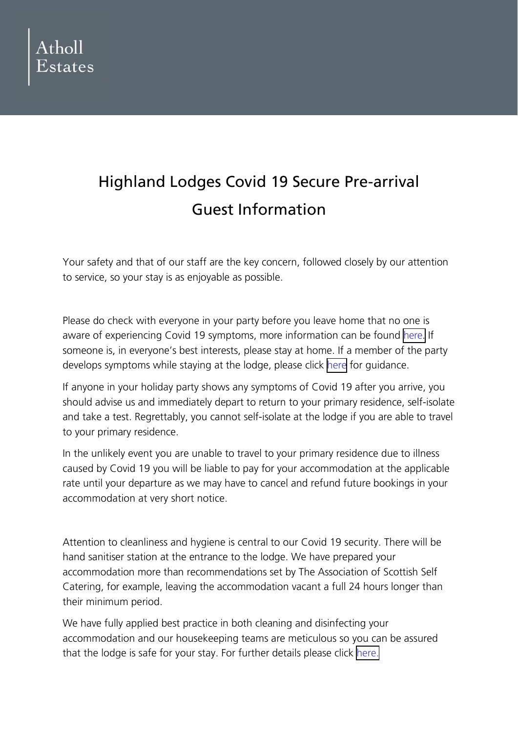Atholl
Estates

# Highland Lodges Covid 19 Secure Pre-arrival Guest Information

Your safety and that of our staff are the key concern, followed closely by our attention to service, so your stay is as enjoyable as possible.

Please do check with everyone in your party before you leave home that no one is aware of experiencing Covid 19 symptoms, more information can be found here. If someone is, in everyone's best interests, please stay at home. If a member of the party develops symptoms while staying at the lodge, please click here for guidance.

If anyone in your holiday party shows any symptoms of Covid 19 after you arrive, you should advise us and immediately depart to return to your primary residence, self-isolate and take a test. Regrettably, you cannot self-isolate at the lodge if you are able to travel to your primary residence.

In the unlikely event you are unable to travel to your primary residence due to illness caused by Covid 19 you will be liable to pay for your accommodation at the applicable rate until your departure as we may have to cancel and refund future bookings in your accommodation at very short notice.

Attention to cleanliness and hygiene is central to our Covid 19 security. There will be hand sanitiser station at the entrance to the lodge. We have prepared your accommodation more than recommendations set by The Association of Scottish Self Catering, for example, leaving the accommodation vacant a full 24 hours longer than their minimum period.

We have fully applied best practice in both cleaning and disinfecting your accommodation and our housekeeping teams are meticulous so you can be assured that the lodge is safe for your stay. For further details please click here.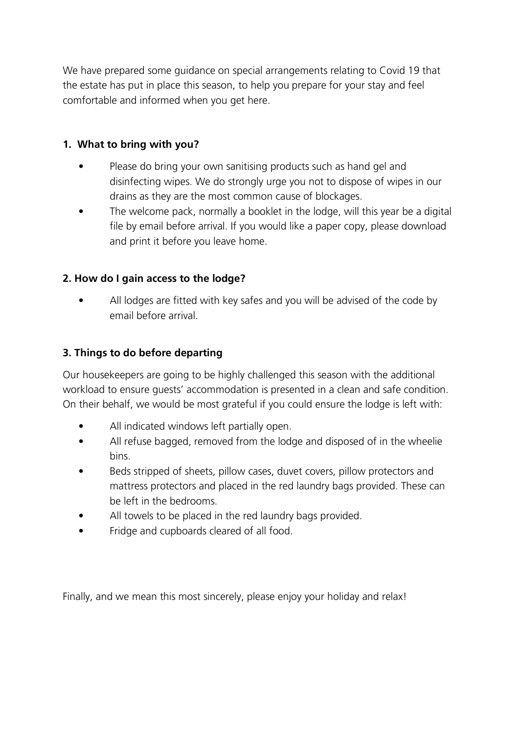We have prepared some guidance on special arrangements relating to Covid 19 that the estate has put in place this season, to help you prepare for your stay and feel comfortable and informed when you get here.

**1. What to bring with you?**

- Please do bring your own sanitising products such as hand gel and disinfecting wipes. We do strongly urge you not to dispose of wipes in our drains as they are the most common cause of blockages.
- The welcome pack, normally a booklet in the lodge, will this year be a digital file by email before arrival. If you would like a paper copy, please download and print it before you leave home.

**2. How do I gain access to the lodge?**

- All lodges are fitted with key safes and you will be advised of the code by email before arrival.

**3. Things to do before departing**

Our housekeepers are going to be highly challenged this season with the additional workload to ensure guests' accommodation is presented in a clean and safe condition. On their behalf, we would be most grateful if you could ensure the lodge is left with:

- All indicated windows left partially open.
- All refuse bagged, removed from the lodge and disposed of in the wheelie bins.
- Beds stripped of sheets, pillow cases, duvet covers, pillow protectors and mattress protectors and placed in the red laundry bags provided. These can be left in the bedrooms.
- All towels to be placed in the red laundry bags provided.
- Fridge and cupboards cleared of all food.

Finally, and we mean this most sincerely, please enjoy your holiday and relax!